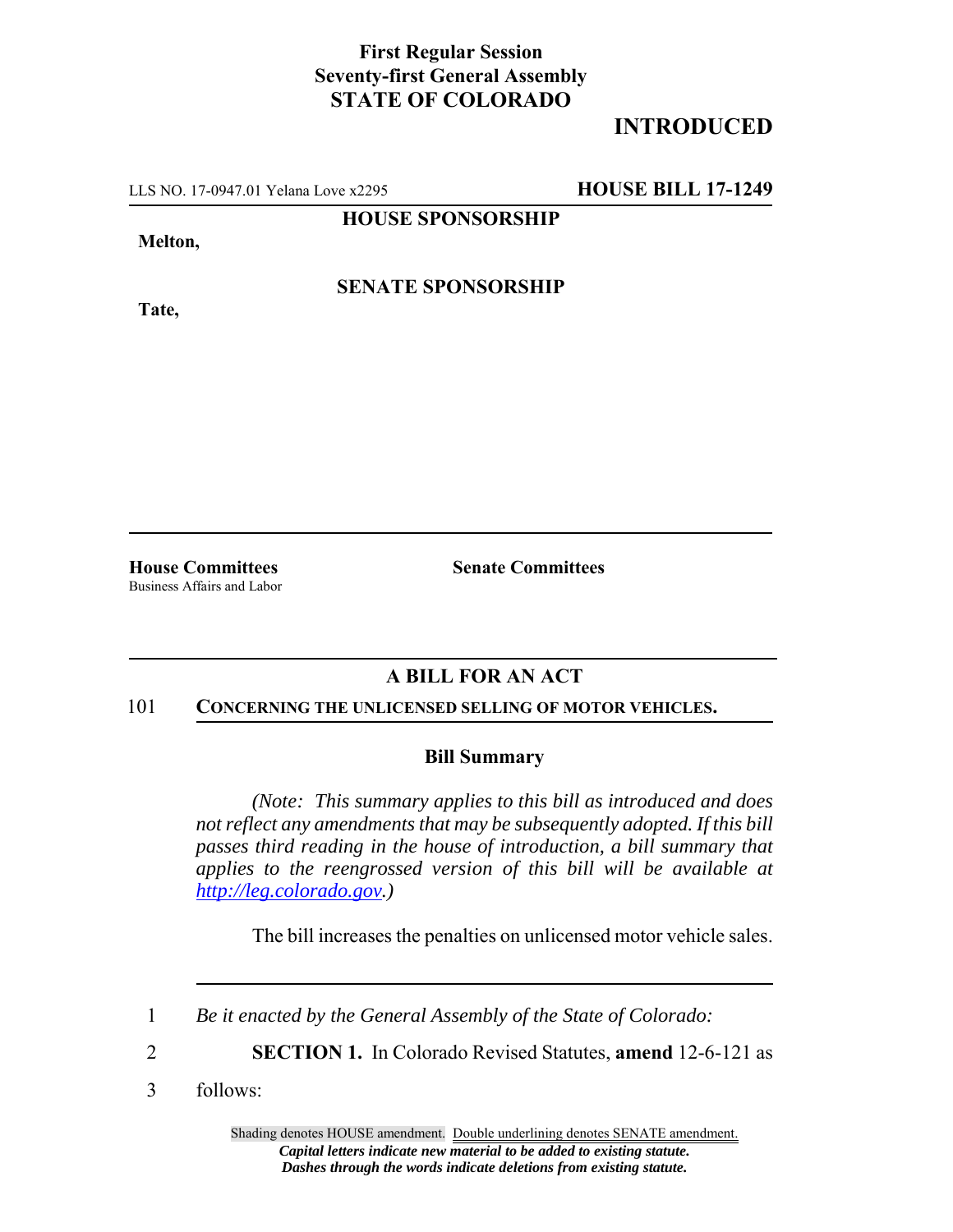**First Regular Session**
**Seventy-first General Assembly**
**STATE OF COLORADO**

**INTRODUCED**

LLS NO. 17-0947.01 Yelana Love x2295 **HOUSE BILL 17-1249**

**HOUSE SPONSORSHIP**

**Melton,**

**SENATE SPONSORSHIP**

**Tate,**

**House Committees**
Business Affairs and Labor

**Senate Committees**

## A BILL FOR AN ACT

101 **CONCERNING THE UNLICENSED SELLING OF MOTOR VEHICLES.**

### Bill Summary

*(Note: This summary applies to this bill as introduced and does not reflect any amendments that may be subsequently adopted. If this bill passes third reading in the house of introduction, a bill summary that applies to the reengrossed version of this bill will be available at http://leg.colorado.gov.)*

The bill increases the penalties on unlicensed motor vehicle sales.

1 *Be it enacted by the General Assembly of the State of Colorado:*

2 **SECTION 1.** In Colorado Revised Statutes, **amend** 12-6-121 as

3 follows:

Shading denotes HOUSE amendment. Double underlining denotes SENATE amendment.
*Capital letters indicate new material to be added to existing statute.*
*Dashes through the words indicate deletions from existing statute.*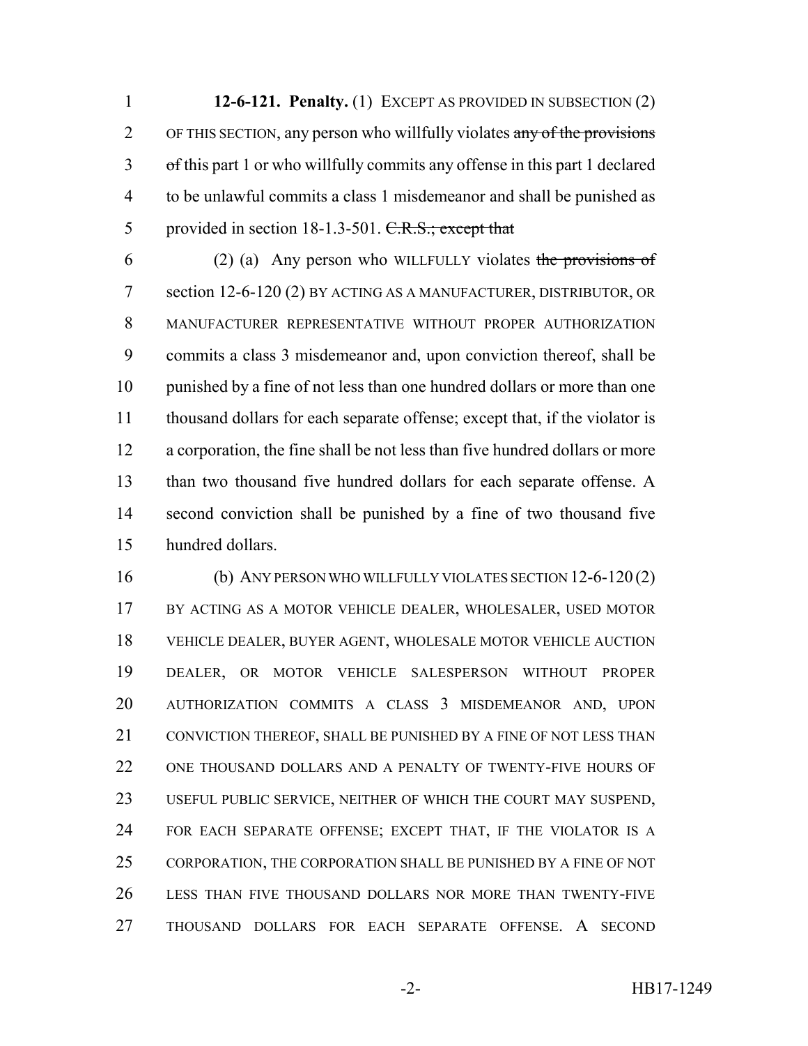**12-6-121. Penalty.** (1) EXCEPT AS PROVIDED IN SUBSECTION (2) OF THIS SECTION, any person who willfully violates ~~any of the provisions of~~ this part 1 or who willfully commits any offense in this part 1 declared to be unlawful commits a class 1 misdemeanor and shall be punished as provided in section 18-1.3-501. ~~C.R.S.; except that~~

(2) (a) Any person who WILLFULLY violates ~~the provisions of~~ section 12-6-120 (2) BY ACTING AS A MANUFACTURER, DISTRIBUTOR, OR MANUFACTURER REPRESENTATIVE WITHOUT PROPER AUTHORIZATION commits a class 3 misdemeanor and, upon conviction thereof, shall be punished by a fine of not less than one hundred dollars or more than one thousand dollars for each separate offense; except that, if the violator is a corporation, the fine shall be not less than five hundred dollars or more than two thousand five hundred dollars for each separate offense. A second conviction shall be punished by a fine of two thousand five hundred dollars.

(b) ANY PERSON WHO WILLFULLY VIOLATES SECTION 12-6-120 (2) BY ACTING AS A MOTOR VEHICLE DEALER, WHOLESALER, USED MOTOR VEHICLE DEALER, BUYER AGENT, WHOLESALE MOTOR VEHICLE AUCTION DEALER, OR MOTOR VEHICLE SALESPERSON WITHOUT PROPER AUTHORIZATION COMMITS A CLASS 3 MISDEMEANOR AND, UPON CONVICTION THEREOF, SHALL BE PUNISHED BY A FINE OF NOT LESS THAN ONE THOUSAND DOLLARS AND A PENALTY OF TWENTY-FIVE HOURS OF USEFUL PUBLIC SERVICE, NEITHER OF WHICH THE COURT MAY SUSPEND, FOR EACH SEPARATE OFFENSE; EXCEPT THAT, IF THE VIOLATOR IS A CORPORATION, THE CORPORATION SHALL BE PUNISHED BY A FINE OF NOT LESS THAN FIVE THOUSAND DOLLARS NOR MORE THAN TWENTY-FIVE THOUSAND DOLLARS FOR EACH SEPARATE OFFENSE. A SECOND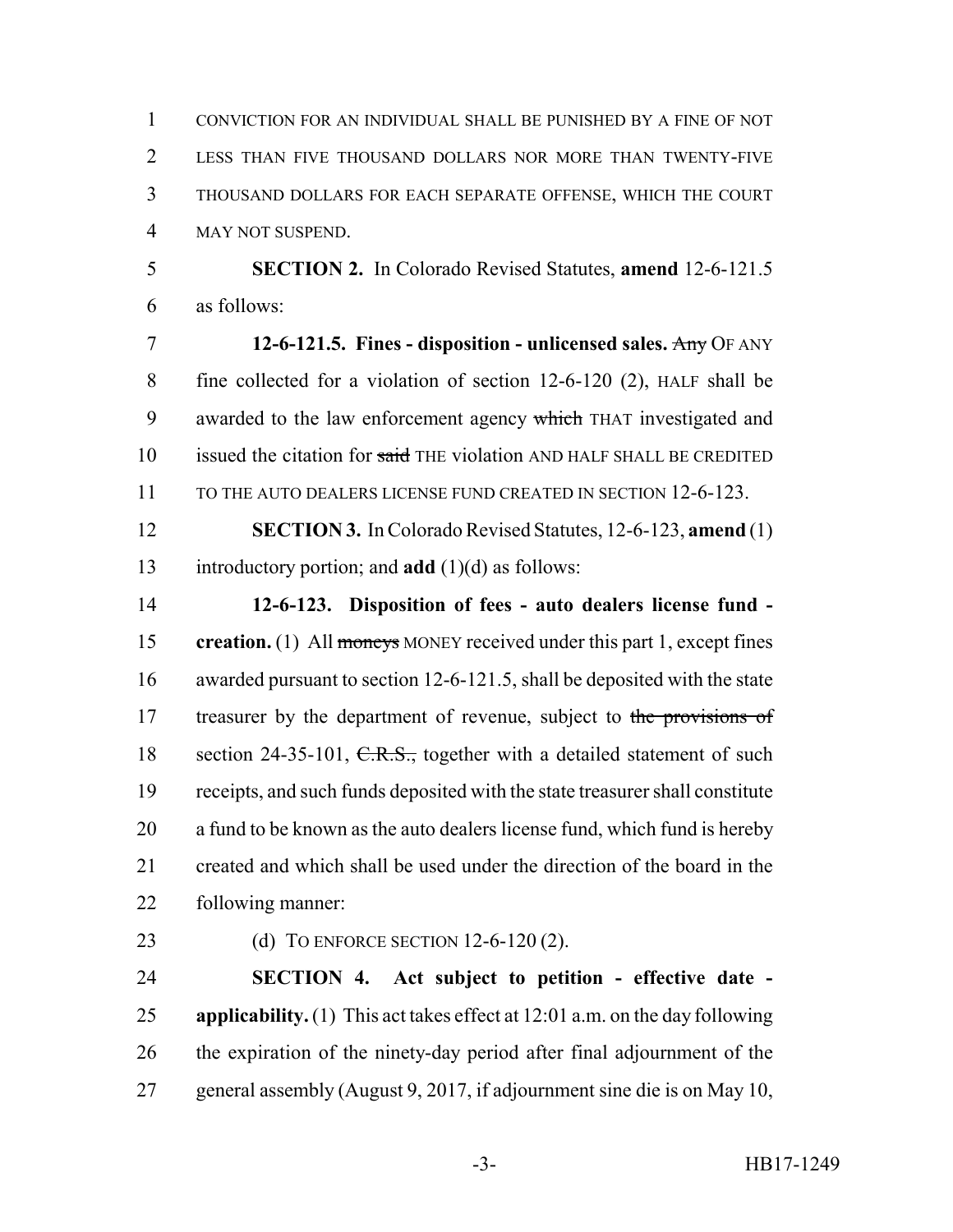CONVICTION FOR AN INDIVIDUAL SHALL BE PUNISHED BY A FINE OF NOT LESS THAN FIVE THOUSAND DOLLARS NOR MORE THAN TWENTY-FIVE THOUSAND DOLLARS FOR EACH SEPARATE OFFENSE, WHICH THE COURT MAY NOT SUSPEND.

**SECTION 2.** In Colorado Revised Statutes, **amend** 12-6-121.5 as follows:

**12-6-121.5. Fines - disposition - unlicensed sales.** ~~Any~~ OF ANY fine collected for a violation of section 12-6-120 (2), HALF shall be awarded to the law enforcement agency ~~which~~ THAT investigated and issued the citation for ~~said~~ THE violation AND HALF SHALL BE CREDITED TO THE AUTO DEALERS LICENSE FUND CREATED IN SECTION 12-6-123.

**SECTION 3.** In Colorado Revised Statutes, 12-6-123, **amend** (1) introductory portion; and **add** (1)(d) as follows:

**12-6-123. Disposition of fees - auto dealers license fund - creation.** (1) All ~~moneys~~ MONEY received under this part 1, except fines awarded pursuant to section 12-6-121.5, shall be deposited with the state treasurer by the department of revenue, subject to ~~the provisions of~~ section 24-35-101, ~~C.R.S.,~~ together with a detailed statement of such receipts, and such funds deposited with the state treasurer shall constitute a fund to be known as the auto dealers license fund, which fund is hereby created and which shall be used under the direction of the board in the following manner:

(d) TO ENFORCE SECTION 12-6-120 (2).

**SECTION 4. Act subject to petition - effective date - applicability.** (1) This act takes effect at 12:01 a.m. on the day following the expiration of the ninety-day period after final adjournment of the general assembly (August 9, 2017, if adjournment sine die is on May 10,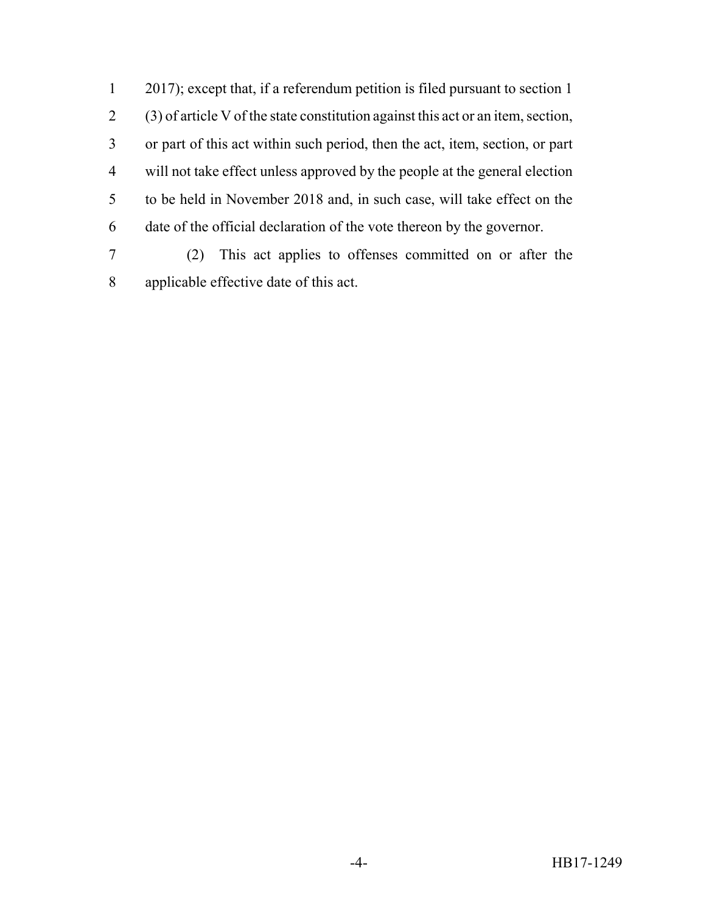2017); except that, if a referendum petition is filed pursuant to section 1 (3) of article V of the state constitution against this act or an item, section, or part of this act within such period, then the act, item, section, or part will not take effect unless approved by the people at the general election to be held in November 2018 and, in such case, will take effect on the date of the official declaration of the vote thereon by the governor.

(2) This act applies to offenses committed on or after the applicable effective date of this act.